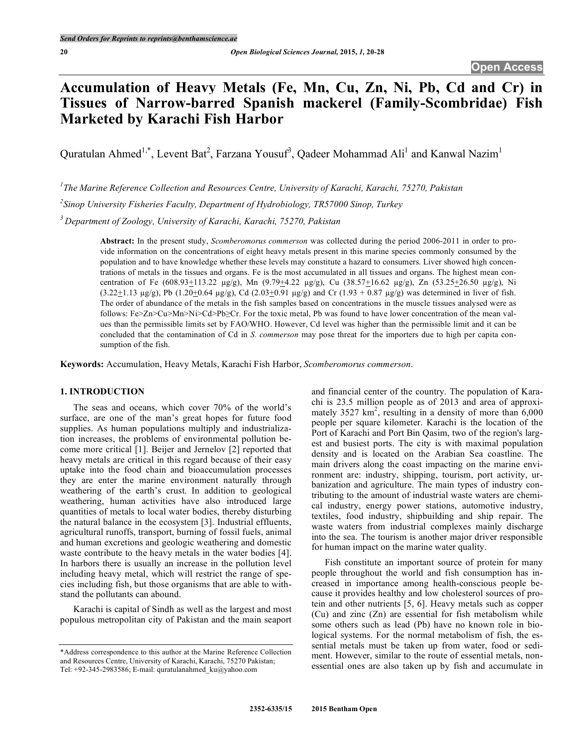# Accumulation of Heavy Metals (Fe, Mn, Cu, Zn, Ni, Pb, Cd and Cr) in Tissues of Narrow-barred Spanish mackerel (Family-Scombridae) Fish Marketed by Karachi Fish Harbor

Quratulan Ahmed[1,*], Levent Bat[2], Farzana Yousuf[3], Qadeer Mohammad Ali[1] and Kanwal Nazim[1]

[1] The Marine Reference Collection and Resources Centre, University of Karachi, Karachi, 75270, Pakistan

[2] Sinop University Fisheries Faculty, Department of Hydrobiology, TR57000 Sinop, Turkey

[3] Department of Zoology, University of Karachi, Karachi, 75270, Pakistan

**Abstract:** In the present study, *Scomberomorus commerson* was collected during the period 2006-2011 in order to provide information on the concentrations of eight heavy metals present in this marine species commonly consumed by the population and to have knowledge whether these levels may constitute a hazard to consumers. Liver showed high concentrations of metals in the tissues and organs. Fe is the most accumulated in all tissues and organs. The highest mean concentration of Fe (608.93±113.22 µg/g), Mn (9.79±4.22 µg/g), Cu (38.57±16.62 µg/g), Zn (53.25±26.50 µg/g), Ni (3.22±1.13 µg/g), Pb (1.20±0.64 µg/g), Cd (2.03±0.91 µg/g) and Cr (1.93 + 0.87 µg/g) was determined in liver of fish. The order of abundance of the metals in the fish samples based on concentrations in the muscle tissues analysed were as follows: Fe>Zn>Cu>Mn>Ni>Cd>Pb≥Cr. For the toxic metal, Pb was found to have lower concentration of the mean values than the permissible limits set by FAO/WHO. However, Cd level was higher than the permissible limit and it can be concluded that the contamination of Cd in *S. commerson* may pose threat for the importers due to high per capita consumption of the fish.

**Keywords:** Accumulation, Heavy Metals, Karachi Fish Harbor, *Scomberomorus commerson*.

## 1. INTRODUCTION

The seas and oceans, which cover 70% of the world's surface, are one of the man's great hopes for future food supplies. As human populations multiply and industrialization increases, the problems of environmental pollution become more critical [1]. Beijer and Jernelov [2] reported that heavy metals are critical in this regard because of their easy uptake into the food chain and bioaccumulation processes they are enter the marine environment naturally through weathering of the earth's crust. In addition to geological weathering, human activities have also introduced large quantities of metals to local water bodies, thereby disturbing the natural balance in the ecosystem [3]. Industrial effluents, agricultural runoffs, transport, burning of fossil fuels, animal and human excretions and geologic weathering and domestic waste contribute to the heavy metals in the water bodies [4]. In harbors there is usually an increase in the pollution level including heavy metal, which will restrict the range of species including fish, but those organisms that are able to withstand the pollutants can abound.

Karachi is capital of Sindh as well as the largest and most populous metropolitan city of Pakistan and the main seaport and financial center of the country. The population of Karachi is 23.5 million people as of 2013 and area of approximately 3527 km$^2$, resulting in a density of more than 6,000 people per square kilometer. Karachi is the location of the Port of Karachi and Port Bin Qasim, two of the region's largest and busiest ports. The city is with maximal population density and is located on the Arabian Sea coastline. The main drivers along the coast impacting on the marine environment are: industry, shipping, tourism, port activity, urbanization and agriculture. The main types of industry contributing to the amount of industrial waste waters are chemical industry, energy power stations, automotive industry, textiles, food industry, shipbuilding and ship repair. The waste waters from industrial complexes mainly discharge into the sea. The tourism is another major driver responsible for human impact on the marine water quality.

Fish constitute an important source of protein for many people throughout the world and fish consumption has increased in importance among health-conscious people because it provides healthy and low cholesterol sources of protein and other nutrients [5, 6]. Heavy metals such as copper (Cu) and zinc (Zn) are essential for fish metabolism while some others such as lead (Pb) have no known role in biological systems. For the normal metabolism of fish, the essential metals must be taken up from water, food or sediment. However, similar to the route of essential metals, non-essential ones are also taken up by fish and accumulate in

*Address correspondence to this author at the Marine Reference Collection and Resources Centre, University of Karachi, Karachi, 75270 Pakistan; Tel: +92-345-2983586; E-mail: quratulanahmed_ku@yahoo.com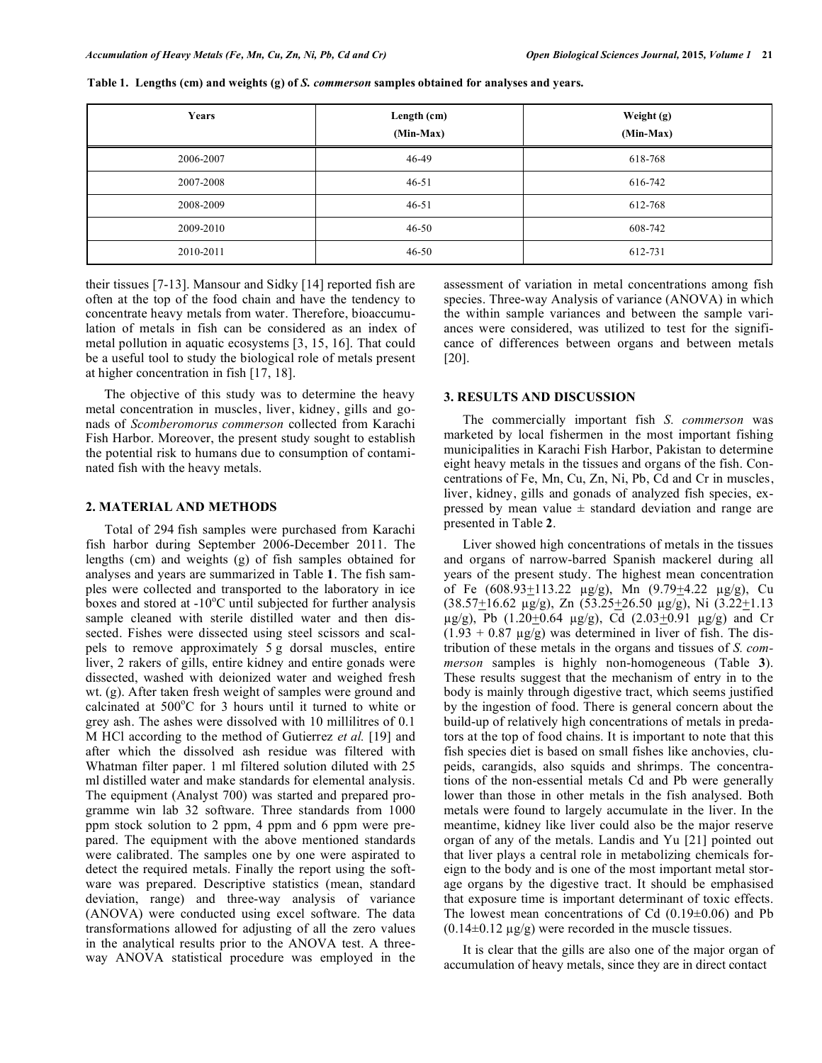**Table 1. Lengths (cm) and weights (g) of *S. commerson* samples obtained for analyses and years.**

| Years | Length (cm) (Min-Max) | Weight (g) (Min-Max) |
|---|---|---|
| 2006-2007 | 46-49 | 618-768 |
| 2007-2008 | 46-51 | 616-742 |
| 2008-2009 | 46-51 | 612-768 |
| 2009-2010 | 46-50 | 608-742 |
| 2010-2011 | 46-50 | 612-731 |

their tissues [7-13]. Mansour and Sidky [14] reported fish are often at the top of the food chain and have the tendency to concentrate heavy metals from water. Therefore, bioaccumulation of metals in fish can be considered as an index of metal pollution in aquatic ecosystems [3, 15, 16]. That could be a useful tool to study the biological role of metals present at higher concentration in fish [17, 18].

The objective of this study was to determine the heavy metal concentration in muscles, liver, kidney, gills and gonads of *Scomberomorus commerson* collected from Karachi Fish Harbor. Moreover, the present study sought to establish the potential risk to humans due to consumption of contaminated fish with the heavy metals.

## 2. MATERIAL AND METHODS

Total of 294 fish samples were purchased from Karachi fish harbor during September 2006-December 2011. The lengths (cm) and weights (g) of fish samples obtained for analyses and years are summarized in Table **1**. The fish samples were collected and transported to the laboratory in ice boxes and stored at -10$^{o}$C until subjected for further analysis sample cleaned with sterile distilled water and then dissected. Fishes were dissected using steel scissors and scalpels to remove approximately 5 g dorsal muscles, entire liver, 2 rakers of gills, entire kidney and entire gonads were dissected, washed with deionized water and weighed fresh wt. (g). After taken fresh weight of samples were ground and calcinated at 500$^{o}$C for 3 hours until it turned to white or grey ash. The ashes were dissolved with 10 millilitres of 0.1 M HCl according to the method of Gutierrez *et al.* [19] and after which the dissolved ash residue was filtered with Whatman filter paper. 1 ml filtered solution diluted with 25 ml distilled water and make standards for elemental analysis. The equipment (Analyst 700) was started and prepared programme win lab 32 software. Three standards from 1000 ppm stock solution to 2 ppm, 4 ppm and 6 ppm were prepared. The equipment with the above mentioned standards were calibrated. The samples one by one were aspirated to detect the required metals. Finally the report using the software was prepared. Descriptive statistics (mean, standard deviation, range) and three-way analysis of variance (ANOVA) were conducted using excel software. The data transformations allowed for adjusting of all the zero values in the analytical results prior to the ANOVA test. A three-way ANOVA statistical procedure was employed in the assessment of variation in metal concentrations among fish species. Three-way Analysis of variance (ANOVA) in which the within sample variances and between the sample variances were considered, was utilized to test for the significance of differences between organs and between metals [20].

## 3. RESULTS AND DISCUSSION

The commercially important fish *S. commerson* was marketed by local fishermen in the most important fishing municipalities in Karachi Fish Harbor, Pakistan to determine eight heavy metals in the tissues and organs of the fish. Concentrations of Fe, Mn, Cu, Zn, Ni, Pb, Cd and Cr in muscles, liver, kidney, gills and gonads of analyzed fish species, expressed by mean value ± standard deviation and range are presented in Table **2**.

Liver showed high concentrations of metals in the tissues and organs of narrow-barred Spanish mackerel during all years of the present study. The highest mean concentration of Fe (608.93±113.22 µg/g), Mn (9.79±4.22 µg/g), Cu (38.57±16.62 µg/g), Zn (53.25±26.50 µg/g), Ni (3.22±1.13 µg/g), Pb (1.20±0.64 µg/g), Cd (2.03±0.91 µg/g) and Cr (1.93 + 0.87 µg/g) was determined in liver of fish. The distribution of these metals in the organs and tissues of *S. commerson* samples is highly non-homogeneous (Table **3**). These results suggest that the mechanism of entry in to the body is mainly through digestive tract, which seems justified by the ingestion of food. There is general concern about the build-up of relatively high concentrations of metals in predators at the top of food chains. It is important to note that this fish species diet is based on small fishes like anchovies, clupeids, carangids, also squids and shrimps. The concentrations of the non-essential metals Cd and Pb were generally lower than those in other metals in the fish analysed. Both metals were found to largely accumulate in the liver. In the meantime, kidney like liver could also be the major reserve organ of any of the metals. Landis and Yu [21] pointed out that liver plays a central role in metabolizing chemicals foreign to the body and is one of the most important metal storage organs by the digestive tract. It should be emphasised that exposure time is important determinant of toxic effects. The lowest mean concentrations of Cd (0.19±0.06) and Pb (0.14±0.12 µg/g) were recorded in the muscle tissues.

It is clear that the gills are also one of the major organ of accumulation of heavy metals, since they are in direct contact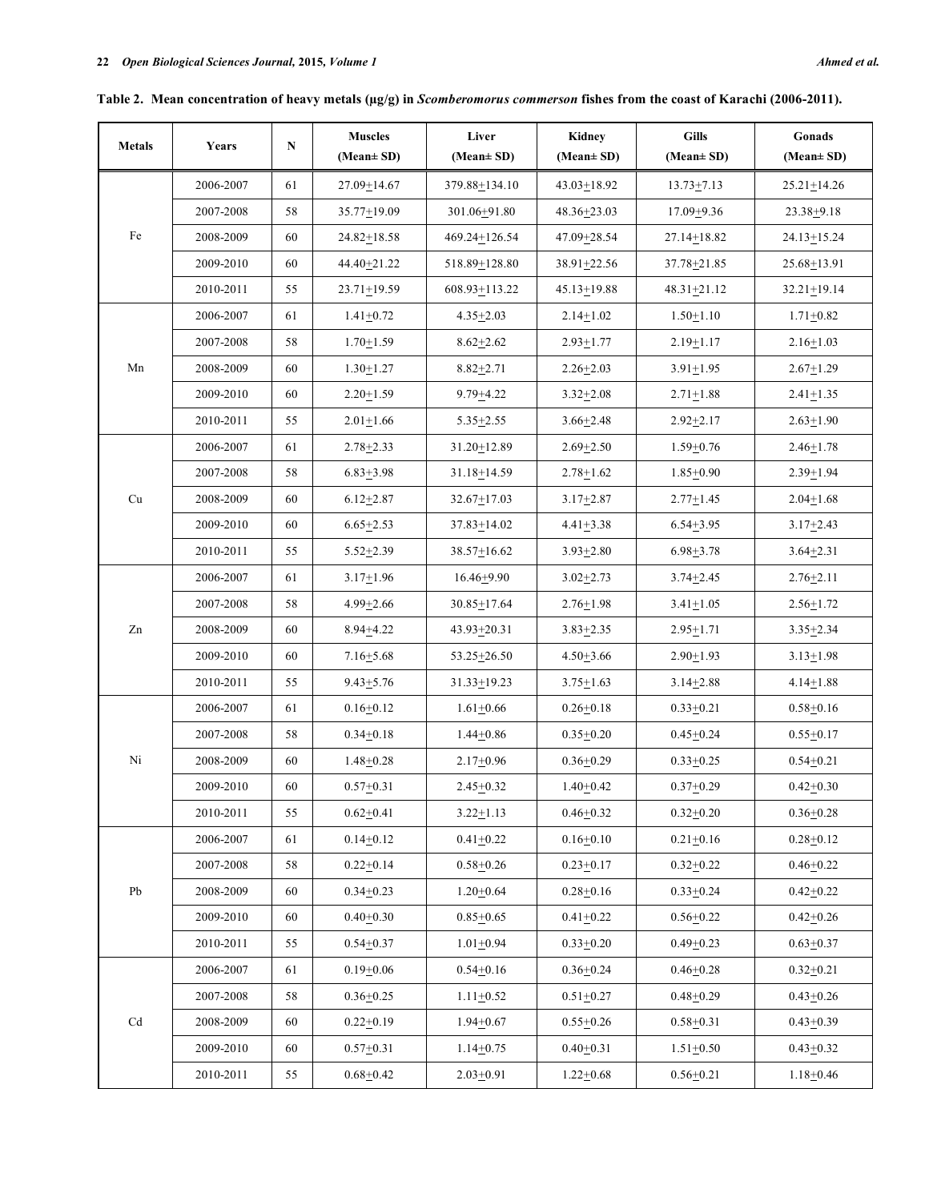**Table 2. Mean concentration of heavy metals (µg/g) in *Scomberomorus commerson* fishes from the coast of Karachi (2006-2011).**

| Metals | Years | N | Muscles (Mean± SD) | Liver (Mean± SD) | Kidney (Mean± SD) | Gills (Mean± SD) | Gonads (Mean± SD) |
|---|---|---|---|---|---|---|---|
| Fe | 2006-2007 | 61 | 27.09±14.67 | 379.88±134.10 | 43.03±18.92 | 13.73±7.13 | 25.21±14.26 |
| | 2007-2008 | 58 | 35.77±19.09 | 301.06±91.80 | 48.36±23.03 | 17.09±9.36 | 23.38±9.18 |
| | 2008-2009 | 60 | 24.82±18.58 | 469.24±126.54 | 47.09±28.54 | 27.14±18.82 | 24.13±15.24 |
| | 2009-2010 | 60 | 44.40±21.22 | 518.89±128.80 | 38.91±22.56 | 37.78±21.85 | 25.68±13.91 |
| | 2010-2011 | 55 | 23.71±19.59 | 608.93±113.22 | 45.13±19.88 | 48.31±21.12 | 32.21±19.14 |
| Mn | 2006-2007 | 61 | 1.41±0.72 | 4.35±2.03 | 2.14±1.02 | 1.50±1.10 | 1.71±0.82 |
| | 2007-2008 | 58 | 1.70±1.59 | 8.62±2.62 | 2.93±1.77 | 2.19±1.17 | 2.16±1.03 |
| | 2008-2009 | 60 | 1.30±1.27 | 8.82±2.71 | 2.26±2.03 | 3.91±1.95 | 2.67±1.29 |
| | 2009-2010 | 60 | 2.20±1.59 | 9.79±4.22 | 3.32±2.08 | 2.71±1.88 | 2.41±1.35 |
| | 2010-2011 | 55 | 2.01±1.66 | 5.35±2.55 | 3.66±2.48 | 2.92±2.17 | 2.63±1.90 |
| Cu | 2006-2007 | 61 | 2.78±2.33 | 31.20±12.89 | 2.69±2.50 | 1.59±0.76 | 2.46±1.78 |
| | 2007-2008 | 58 | 6.83±3.98 | 31.18±14.59 | 2.78±1.62 | 1.85±0.90 | 2.39±1.94 |
| | 2008-2009 | 60 | 6.12±2.87 | 32.67±17.03 | 3.17±2.87 | 2.77±1.45 | 2.04±1.68 |
| | 2009-2010 | 60 | 6.65±2.53 | 37.83±14.02 | 4.41±3.38 | 6.54±3.95 | 3.17±2.43 |
| | 2010-2011 | 55 | 5.52±2.39 | 38.57±16.62 | 3.93±2.80 | 6.98±3.78 | 3.64±2.31 |
| Zn | 2006-2007 | 61 | 3.17±1.96 | 16.46±9.90 | 3.02±2.73 | 3.74±2.45 | 2.76±2.11 |
| | 2007-2008 | 58 | 4.99±2.66 | 30.85±17.64 | 2.76±1.98 | 3.41±1.05 | 2.56±1.72 |
| | 2008-2009 | 60 | 8.94±4.22 | 43.93±20.31 | 3.83±2.35 | 2.95±1.71 | 3.35±2.34 |
| | 2009-2010 | 60 | 7.16±5.68 | 53.25±26.50 | 4.50±3.66 | 2.90±1.93 | 3.13±1.98 |
| | 2010-2011 | 55 | 9.43±5.76 | 31.33±19.23 | 3.75±1.63 | 3.14±2.88 | 4.14±1.88 |
| Ni | 2006-2007 | 61 | 0.16±0.12 | 1.61±0.66 | 0.26±0.18 | 0.33±0.21 | 0.58±0.16 |
| | 2007-2008 | 58 | 0.34±0.18 | 1.44±0.86 | 0.35±0.20 | 0.45±0.24 | 0.55±0.17 |
| | 2008-2009 | 60 | 1.48±0.28 | 2.17±0.96 | 0.36±0.29 | 0.33±0.25 | 0.54±0.21 |
| | 2009-2010 | 60 | 0.57±0.31 | 2.45±0.32 | 1.40±0.42 | 0.37±0.29 | 0.42±0.30 |
| | 2010-2011 | 55 | 0.62±0.41 | 3.22±1.13 | 0.46±0.32 | 0.32±0.20 | 0.36±0.28 |
| Pb | 2006-2007 | 61 | 0.14±0.12 | 0.41±0.22 | 0.16±0.10 | 0.21±0.16 | 0.28±0.12 |
| | 2007-2008 | 58 | 0.22±0.14 | 0.58±0.26 | 0.23±0.17 | 0.32±0.22 | 0.46±0.22 |
| | 2008-2009 | 60 | 0.34±0.23 | 1.20±0.64 | 0.28±0.16 | 0.33±0.24 | 0.42±0.22 |
| | 2009-2010 | 60 | 0.40±0.30 | 0.85±0.65 | 0.41±0.22 | 0.56±0.22 | 0.42±0.26 |
| | 2010-2011 | 55 | 0.54±0.37 | 1.01±0.94 | 0.33±0.20 | 0.49±0.23 | 0.63±0.37 |
| Cd | 2006-2007 | 61 | 0.19±0.06 | 0.54±0.16 | 0.36±0.24 | 0.46±0.28 | 0.32±0.21 |
| | 2007-2008 | 58 | 0.36±0.25 | 1.11±0.52 | 0.51±0.27 | 0.48±0.29 | 0.43±0.26 |
| | 2008-2009 | 60 | 0.22±0.19 | 1.94±0.67 | 0.55±0.26 | 0.58±0.31 | 0.43±0.39 |
| | 2009-2010 | 60 | 0.57±0.31 | 1.14±0.75 | 0.40±0.31 | 1.51±0.50 | 0.43±0.32 |
| | 2010-2011 | 55 | 0.68±0.42 | 2.03±0.91 | 1.22±0.68 | 0.56±0.21 | 1.18±0.46 |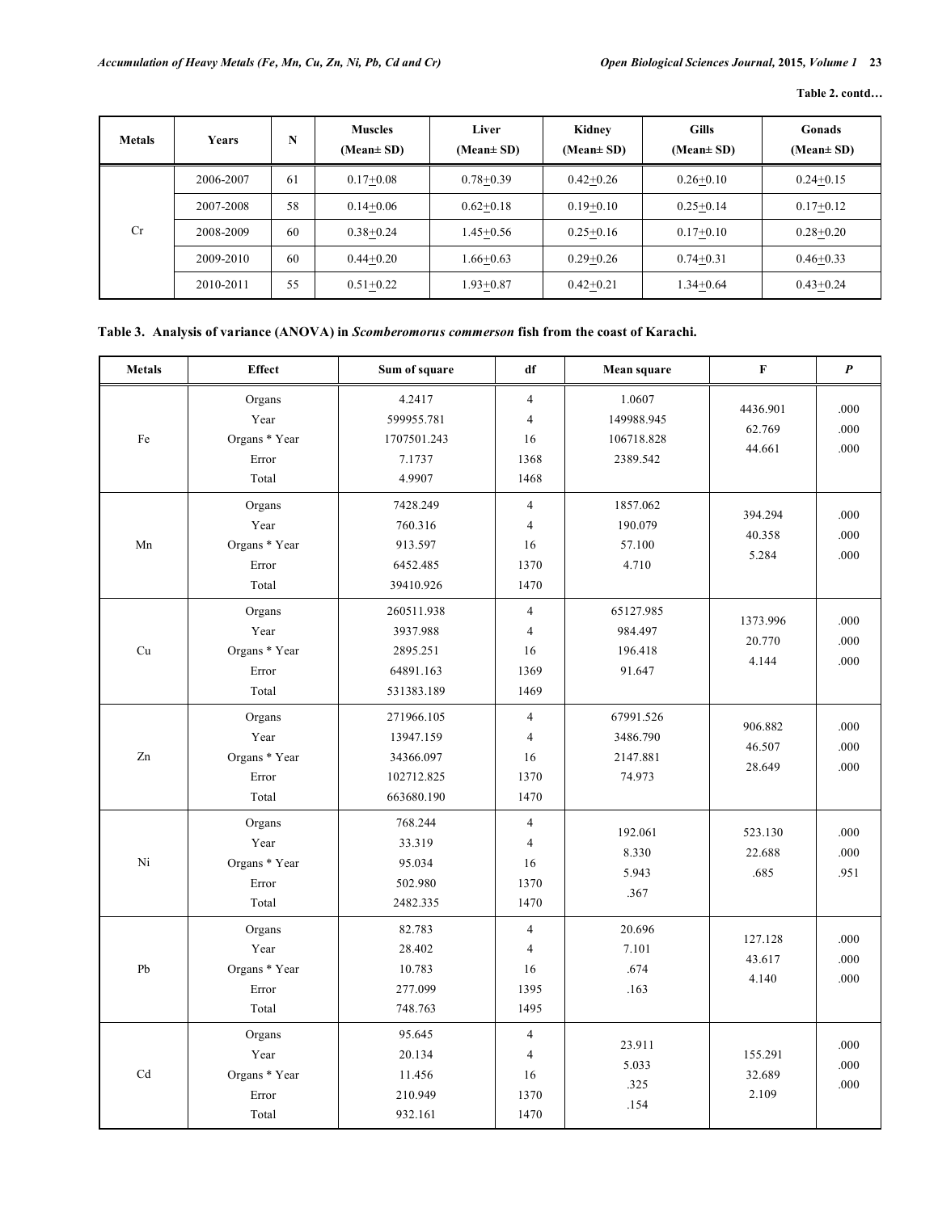**Table 2. contd…**

| Metals | Years | N | Muscles (Mean± SD) | Liver (Mean± SD) | Kidney (Mean± SD) | Gills (Mean± SD) | Gonads (Mean± SD) |
|---|---|---|---|---|---|---|---|
| Cr | 2006-2007 | 61 | 0.17±0.08 | 0.78±0.39 | 0.42±0.26 | 0.26±0.10 | 0.24±0.15 |
| | 2007-2008 | 58 | 0.14±0.06 | 0.62±0.18 | 0.19±0.10 | 0.25±0.14 | 0.17±0.12 |
| | 2008-2009 | 60 | 0.38±0.24 | 1.45±0.56 | 0.25±0.16 | 0.17±0.10 | 0.28±0.20 |
| | 2009-2010 | 60 | 0.44±0.20 | 1.66±0.63 | 0.29±0.26 | 0.74±0.31 | 0.46±0.33 |
| | 2010-2011 | 55 | 0.51±0.22 | 1.93±0.87 | 0.42±0.21 | 1.34±0.64 | 0.43±0.24 |

**Table 3. Analysis of variance (ANOVA) in *Scomberomorus commerson* fish from the coast of Karachi.**

| Metals | Effect | Sum of square | df | Mean square | F | *P* |
|---|---|---|---|---|---|---|
| Fe | Organs | 4.2417 | 4 | 1.0607 | 4436.901 | .000 |
| | Year | 599955.781 | 4 | 149988.945 | 62.769 | .000 |
| | Organs * Year | 1707501.243 | 16 | 106718.828 | 44.661 | .000 |
| | Error | 7.1737 | 1368 | 2389.542 | | |
| | Total | 4.9907 | 1468 | | | |
| Mn | Organs | 7428.249 | 4 | 1857.062 | 394.294 | .000 |
| | Year | 760.316 | 4 | 190.079 | 40.358 | .000 |
| | Organs * Year | 913.597 | 16 | 57.100 | 5.284 | .000 |
| | Error | 6452.485 | 1370 | 4.710 | | |
| | Total | 39410.926 | 1470 | | | |
| Cu | Organs | 260511.938 | 4 | 65127.985 | 1373.996 | .000 |
| | Year | 3937.988 | 4 | 984.497 | 20.770 | .000 |
| | Organs * Year | 2895.251 | 16 | 196.418 | 4.144 | .000 |
| | Error | 64891.163 | 1369 | 91.647 | | |
| | Total | 531383.189 | 1469 | | | |
| Zn | Organs | 271966.105 | 4 | 67991.526 | 906.882 | .000 |
| | Year | 13947.159 | 4 | 3486.790 | 46.507 | .000 |
| | Organs * Year | 34366.097 | 16 | 2147.881 | 28.649 | .000 |
| | Error | 102712.825 | 1370 | 74.973 | | |
| | Total | 663680.190 | 1470 | | | |
| Ni | Organs | 768.244 | 4 | 192.061 | 523.130 | .000 |
| | Year | 33.319 | 4 | 8.330 | 22.688 | .000 |
| | Organs * Year | 95.034 | 16 | 5.943 | .685 | .951 |
| | Error | 502.980 | 1370 | .367 | | |
| | Total | 2482.335 | 1470 | | | |
| Pb | Organs | 82.783 | 4 | 20.696 | 127.128 | .000 |
| | Year | 28.402 | 4 | 7.101 | 43.617 | .000 |
| | Organs * Year | 10.783 | 16 | .674 | 4.140 | .000 |
| | Error | 277.099 | 1395 | .163 | | |
| | Total | 748.763 | 1495 | | | |
| Cd | Organs | 95.645 | 4 | 23.911 | 155.291 | .000 |
| | Year | 20.134 | 4 | 5.033 | 32.689 | .000 |
| | Organs * Year | 11.456 | 16 | .325 | 2.109 | .000 |
| | Error | 210.949 | 1370 | .154 | | |
| | Total | 932.161 | 1470 | | | |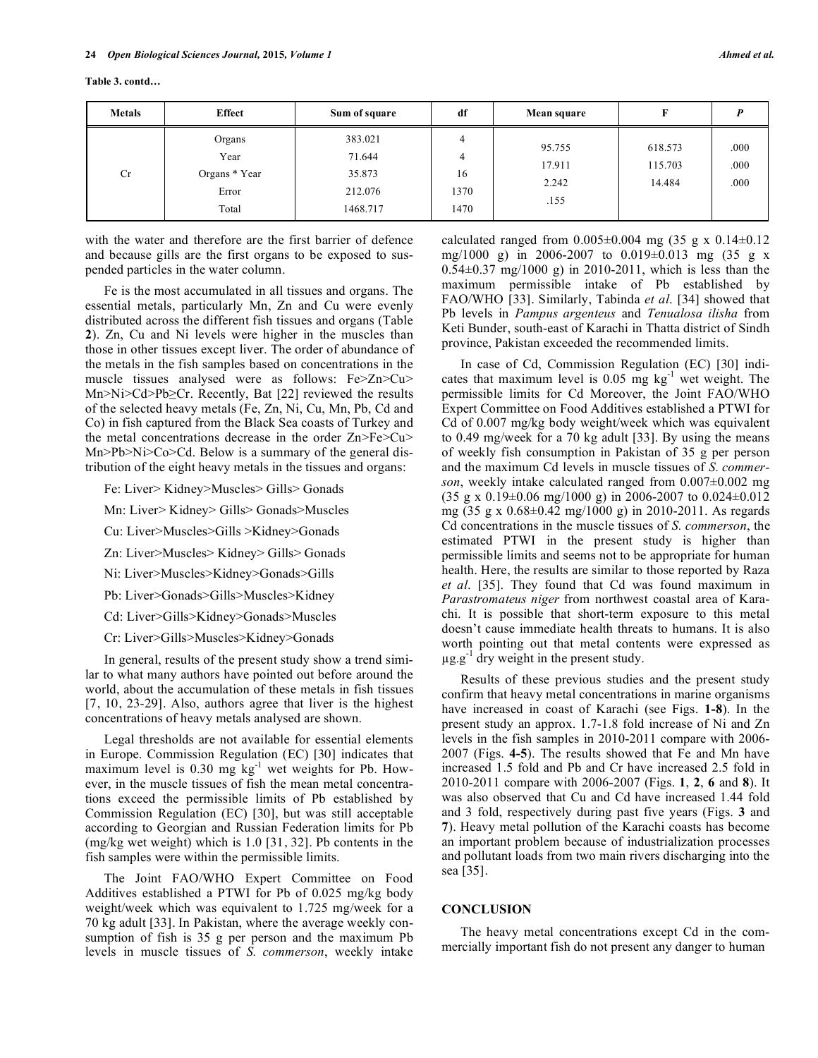**Table 3. contd…**

| Metals | Effect | Sum of square | df | Mean square | F | P |
|---|---|---|---|---|---|---|
| Cr | Organs | 383.021 | 4 | 95.755 | 618.573 | .000 |
| | Year | 71.644 | 4 | 17.911 | 115.703 | .000 |
| | Organs * Year | 35.873 | 16 | 2.242 | 14.484 | .000 |
| | Error | 212.076 | 1370 | .155 | | |
| | Total | 1468.717 | 1470 | | | |

with the water and therefore are the first barrier of defence and because gills are the first organs to be exposed to suspended particles in the water column.

Fe is the most accumulated in all tissues and organs. The essential metals, particularly Mn, Zn and Cu were evenly distributed across the different fish tissues and organs (Table **2**). Zn, Cu and Ni levels were higher in the muscles than those in other tissues except liver. The order of abundance of the metals in the fish samples based on concentrations in the muscle tissues analysed were as follows: Fe>Zn>Cu>Mn>Ni>Cd>Pb≥Cr. Recently, Bat [22] reviewed the results of the selected heavy metals (Fe, Zn, Ni, Cu, Mn, Pb, Cd and Co) in fish captured from the Black Sea coasts of Turkey and the metal concentrations decrease in the order Zn>Fe>Cu>Mn>Pb>Ni>Co>Cd. Below is a summary of the general distribution of the eight heavy metals in the tissues and organs:

Fe: Liver> Kidney>Muscles> Gills> Gonads

Mn: Liver> Kidney> Gills> Gonads>Muscles

Cu: Liver>Muscles>Gills >Kidney>Gonads

Zn: Liver>Muscles> Kidney> Gills> Gonads

Ni: Liver>Muscles>Kidney>Gonads>Gills

Pb: Liver>Gonads>Gills>Muscles>Kidney

Cd: Liver>Gills>Kidney>Gonads>Muscles

Cr: Liver>Gills>Muscles>Kidney>Gonads

In general, results of the present study show a trend similar to what many authors have pointed out before around the world, about the accumulation of these metals in fish tissues [7, 10, 23-29]. Also, authors agree that liver is the highest concentrations of heavy metals analysed are shown.

Legal thresholds are not available for essential elements in Europe. Commission Regulation (EC) [30] indicates that maximum level is 0.30 mg $kg^{-1}$ wet weights for Pb. However, in the muscle tissues of fish the mean metal concentrations exceed the permissible limits of Pb established by Commission Regulation (EC) [30], but was still acceptable according to Georgian and Russian Federation limits for Pb (mg/kg wet weight) which is 1.0 [31, 32]. Pb contents in the fish samples were within the permissible limits.

The Joint FAO/WHO Expert Committee on Food Additives established a PTWI for Pb of 0.025 mg/kg body weight/week which was equivalent to 1.725 mg/week for a 70 kg adult [33]. In Pakistan, where the average weekly consumption of fish is 35 g per person and the maximum Pb levels in muscle tissues of *S. commerson*, weekly intake calculated ranged from 0.005±0.004 mg (35 g x 0.14±0.12 mg/1000 g) in 2006-2007 to 0.019±0.013 mg (35 g x 0.54±0.37 mg/1000 g) in 2010-2011, which is less than the maximum permissible intake of Pb established by FAO/WHO [33]. Similarly, Tabinda *et al*. [34] showed that Pb levels in *Pampus argenteus* and *Tenualosa ilisha* from Keti Bunder, south-east of Karachi in Thatta district of Sindh province, Pakistan exceeded the recommended limits.

In case of Cd, Commission Regulation (EC) [30] indicates that maximum level is 0.05 mg $kg^{-1}$ wet weight. The permissible limits for Cd Moreover, the Joint FAO/WHO Expert Committee on Food Additives established a PTWI for Cd of 0.007 mg/kg body weight/week which was equivalent to 0.49 mg/week for a 70 kg adult [33]. By using the means of weekly fish consumption in Pakistan of 35 g per person and the maximum Cd levels in muscle tissues of *S. commerson*, weekly intake calculated ranged from 0.007±0.002 mg (35 g x 0.19±0.06 mg/1000 g) in 2006-2007 to 0.024±0.012 mg (35 g x 0.68±0.42 mg/1000 g) in 2010-2011. As regards Cd concentrations in the muscle tissues of *S. commerson*, the estimated PTWI in the present study is higher than permissible limits and seems not to be appropriate for human health. Here, the results are similar to those reported by Raza *et al*. [35]. They found that Cd was found maximum in *Parastromateus niger* from northwest coastal area of Karachi. It is possible that short-term exposure to this metal doesn't cause immediate health threats to humans. It is also worth pointing out that metal contents were expressed as $\mu g.g^{-1}$ dry weight in the present study.

Results of these previous studies and the present study confirm that heavy metal concentrations in marine organisms have increased in coast of Karachi (see Figs. **1-8**). In the present study an approx. 1.7-1.8 fold increase of Ni and Zn levels in the fish samples in 2010-2011 compare with 2006-2007 (Figs. **4-5**). The results showed that Fe and Mn have increased 1.5 fold and Pb and Cr have increased 2.5 fold in 2010-2011 compare with 2006-2007 (Figs. **1**, **2**, **6** and **8**). It was also observed that Cu and Cd have increased 1.44 fold and 3 fold, respectively during past five years (Figs. **3** and **7**). Heavy metal pollution of the Karachi coasts has become an important problem because of industrialization processes and pollutant loads from two main rivers discharging into the sea [35].

## CONCLUSION

The heavy metal concentrations except Cd in the commercially important fish do not present any danger to human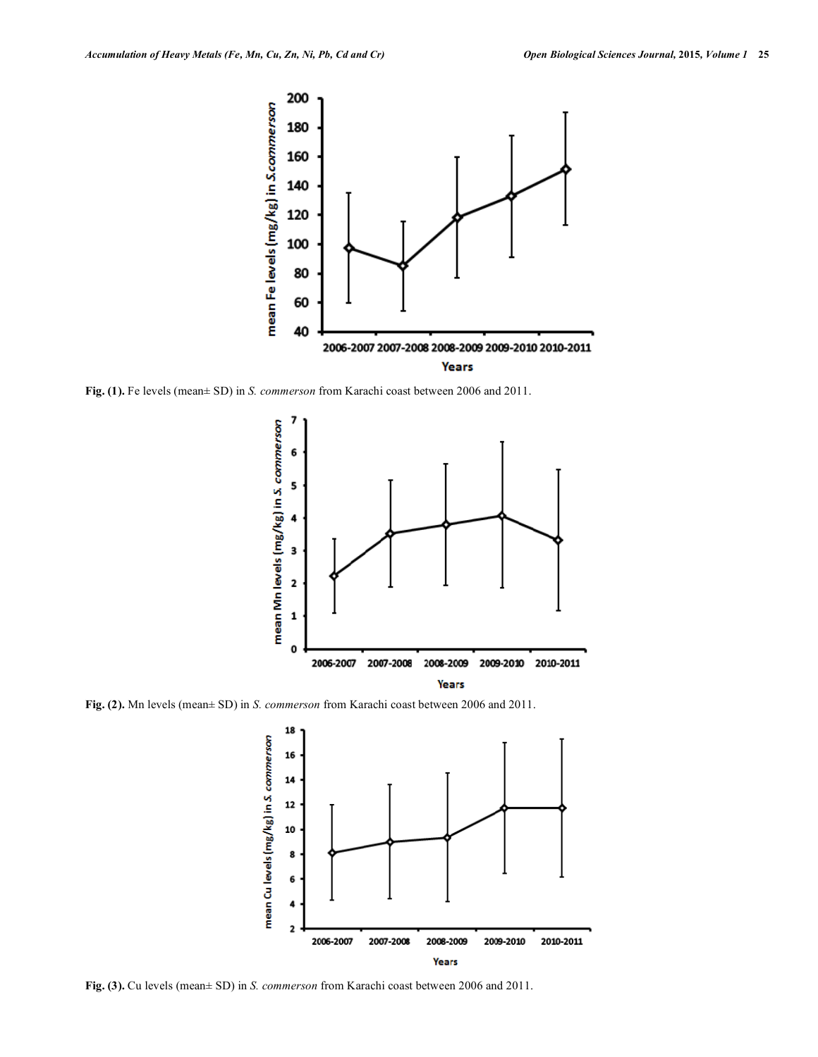**Fig. (1).** Fe levels (mean± SD) in *S. commerson* from Karachi coast between 2006 and 2011.

**Fig. (2).** Mn levels (mean± SD) in *S. commerson* from Karachi coast between 2006 and 2011.

**Fig. (3).** Cu levels (mean± SD) in *S. commerson* from Karachi coast between 2006 and 2011.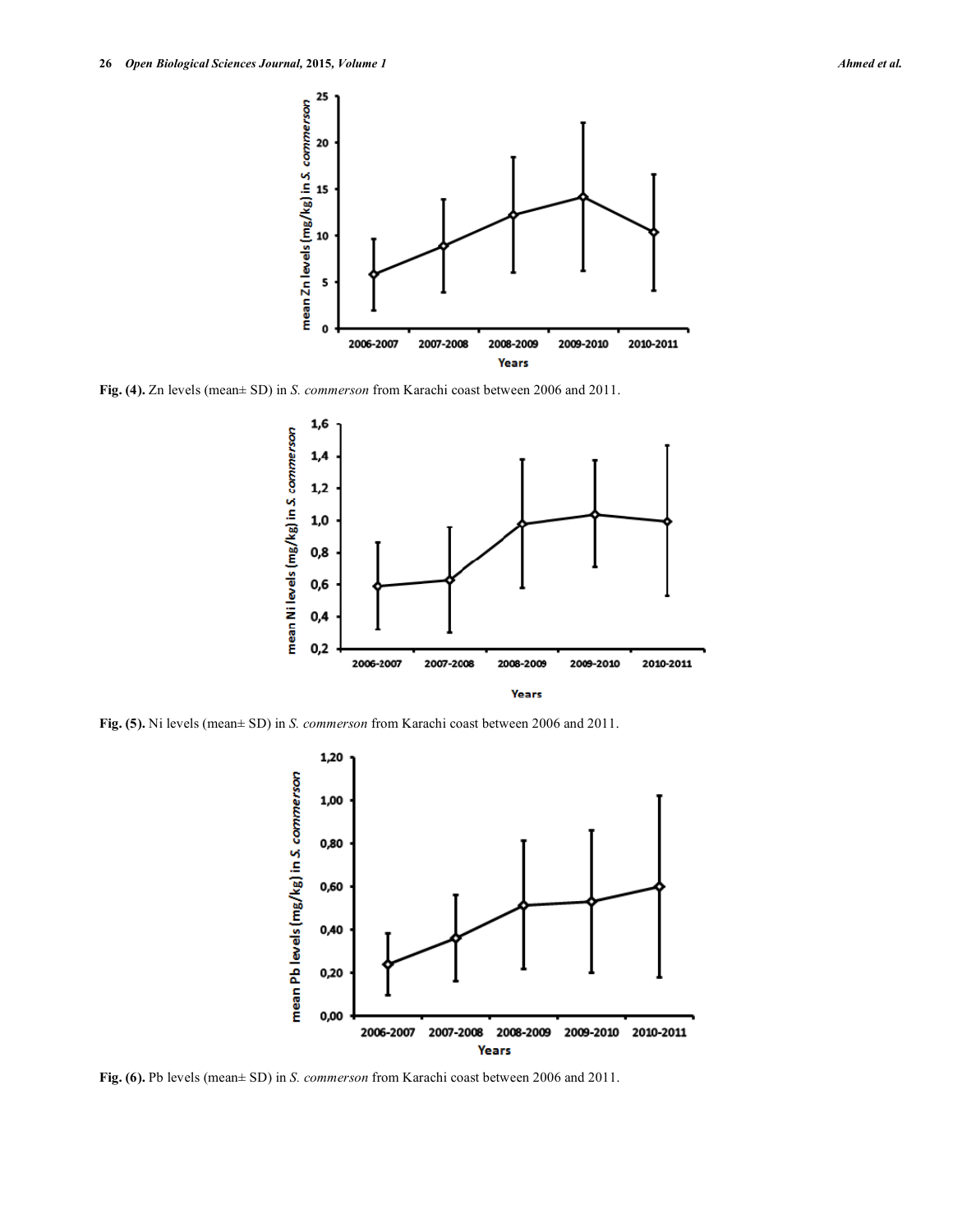Fig. (4). Zn levels (mean± SD) in *S. commerson* from Karachi coast between 2006 and 2011.

Fig. (5). Ni levels (mean± SD) in *S. commerson* from Karachi coast between 2006 and 2011.

Fig. (6). Pb levels (mean± SD) in *S. commerson* from Karachi coast between 2006 and 2011.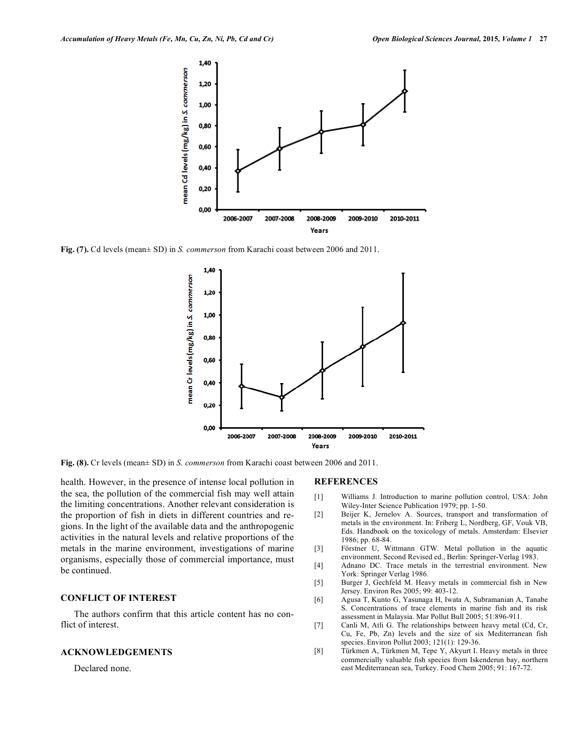Fig. (7). Cd levels (mean± SD) in *S. commerson* from Karachi coast between 2006 and 2011.

Fig. (8). Cr levels (mean± SD) in *S. commerson* from Karachi coast between 2006 and 2011.

health. However, in the presence of intense local pollution in the sea, the pollution of the commercial fish may well attain the limiting concentrations. Another relevant consideration is the proportion of fish in diets in different countries and regions. In the light of the available data and the anthropogenic activities in the natural levels and relative proportions of the metals in the marine environment, investigations of marine organisms, especially those of commercial importance, must be continued.

## CONFLICT OF INTEREST

The authors confirm that this article content has no conflict of interest.

## ACKNOWLEDGEMENTS

Declared none.

## REFERENCES

[1] Williams J. Introduction to marine pollution control, USA: John Wiley-Inter Science Publication 1979; pp. 1-50.

[2] Beijer K, Jernelov A. Sources, transport and transformation of metals in the environment. In: Friberg L, Nordberg, GF, Vouk VB, Eds. Handbook on the toxicology of metals. Amsterdam: Elsevier 1986; pp. 68-84.

[3] Förstner U, Wittmann GTW. Metal pollution in the aquatic environment. Second Revised ed., Berlin: Springer-Verlag 1983.

[4] Adnano DC. Trace metals in the terrestrial environment. New York: Springer Verlag 1986.

[5] Burger J, Gechfeld M. Heavy metals in commercial fish in New Jersey. Environ Res 2005; 99: 403-12.

[6] Agusa T, Kunto G, Yasunaga H, Iwata A, Subramanian A, Tanabe S. Concentrations of trace elements in marine fish and its risk assessment in Malaysia. Mar Pollut Bull 2005; 51:896-911.

[7] Canli M, Atli G. The relationships between heavy metal (Cd, Cr, Cu, Fe, Pb, Zn) levels and the size of six Mediterranean fish species. Environ Pollut 2003; 121(1): 129-36.

[8] Türkmen A, Türkmen M, Tepe Y, Akyurt I. Heavy metals in three commercially valuable fish species from Iskenderun bay, northern east Mediterranean sea, Turkey. Food Chem 2005; 91: 167-72.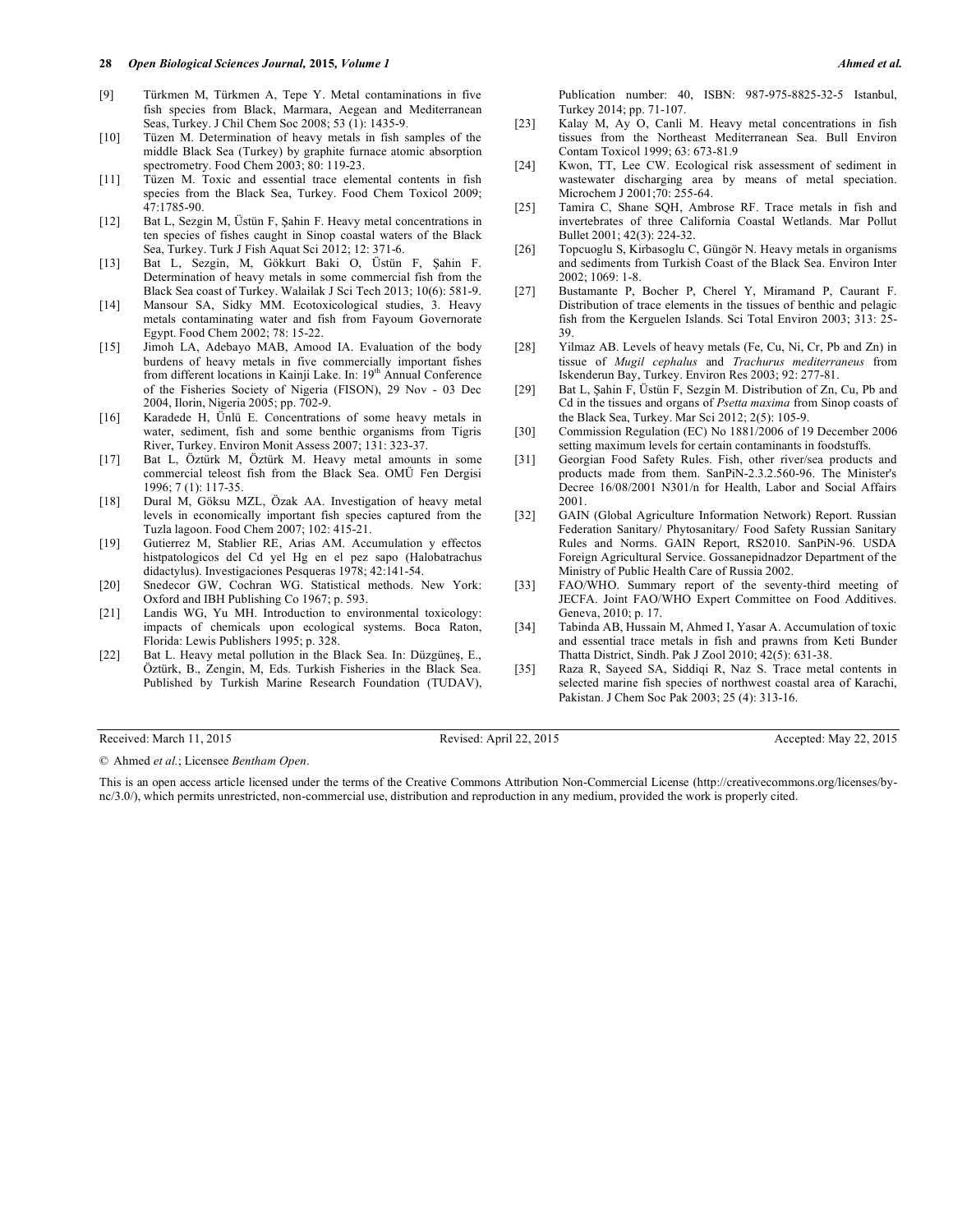[9] Türkmen M, Türkmen A, Tepe Y. Metal contaminations in five fish species from Black, Marmara, Aegean and Mediterranean Seas, Turkey. J Chil Chem Soc 2008; 53 (1): 1435-9.

[10] Tüzen M. Determination of heavy metals in fish samples of the middle Black Sea (Turkey) by graphite furnace atomic absorption spectrometry. Food Chem 2003; 80: 119-23.

[11] Tüzen M. Toxic and essential trace elemental contents in fish species from the Black Sea, Turkey. Food Chem Toxicol 2009; 47:1785-90.

[12] Bat L, Sezgin M, Üstün F, Şahin F. Heavy metal concentrations in ten species of fishes caught in Sinop coastal waters of the Black Sea, Turkey. Turk J Fish Aquat Sci 2012; 12: 371-6.

[13] Bat L, Sezgin, M, Gökkurt Baki O, Üstün F, Şahin F. Determination of heavy metals in some commercial fish from the Black Sea coast of Turkey. Walailak J Sci Tech 2013; 10(6): 581-9.

[14] Mansour SA, Sidky MM. Ecotoxicological studies, 3. Heavy metals contaminating water and fish from Fayoum Governorate Egypt. Food Chem 2002; 78: 15-22.

[15] Jimoh LA, Adebayo MAB, Amood IA. Evaluation of the body burdens of heavy metals in five commercially important fishes from different locations in Kainji Lake. In: 19th Annual Conference of the Fisheries Society of Nigeria (FISON), 29 Nov - 03 Dec 2004, Ilorin, Nigeria 2005; pp. 702-9.

[16] Karadede H, Ünlü E. Concentrations of some heavy metals in water, sediment, fish and some benthic organisms from Tigris River, Turkey. Environ Monit Assess 2007; 131: 323-37.

[17] Bat L, Öztürk M, Öztürk M. Heavy metal amounts in some commercial teleost fish from the Black Sea. OMÜ Fen Dergisi 1996; 7 (1): 117-35.

[18] Dural M, Göksu MZL, Özak AA. Investigation of heavy metal levels in economically important fish species captured from the Tuzla lagoon. Food Chem 2007; 102: 415-21.

[19] Gutierrez M, Stablier RE, Arias AM. Accumulation y effectos histpatologicos del Cd yel Hg en el pez sapo (Halobatrachus didactylus). Investigaciones Pesqueras 1978; 42:141-54.

[20] Snedecor GW, Cochran WG. Statistical methods. New York: Oxford and IBH Publishing Co 1967; p. 593.

[21] Landis WG, Yu MH. Introduction to environmental toxicology: impacts of chemicals upon ecological systems. Boca Raton, Florida: Lewis Publishers 1995; p. 328.

[22] Bat L. Heavy metal pollution in the Black Sea. In: Düzgüneş, E., Öztürk, B., Zengin, M, Eds. Turkish Fisheries in the Black Sea. Published by Turkish Marine Research Foundation (TUDAV), Publication number: 40, ISBN: 987-975-8825-32-5 Istanbul, Turkey 2014; pp. 71-107.

[23] Kalay M, Ay O, Canli M. Heavy metal concentrations in fish tissues from the Northeast Mediterranean Sea. Bull Environ Contam Toxicol 1999; 63: 673-81.9

[24] Kwon, TT, Lee CW. Ecological risk assessment of sediment in wastewater discharging area by means of metal speciation. Microchem J 2001;70: 255-64.

[25] Tamira C, Shane SQH, Ambrose RF. Trace metals in fish and invertebrates of three California Coastal Wetlands. Mar Pollut Bullet 2001; 42(3): 224-32.

[26] Topcuoglu S, Kirbasoglu C, Güngör N. Heavy metals in organisms and sediments from Turkish Coast of the Black Sea. Environ Inter 2002; 1069: 1-8.

[27] Bustamante P, Bocher P, Cherel Y, Miramand P, Caurant F. Distribution of trace elements in the tissues of benthic and pelagic fish from the Kerguelen Islands. Sci Total Environ 2003; 313: 25-39.

[28] Yilmaz AB. Levels of heavy metals (Fe, Cu, Ni, Cr, Pb and Zn) in tissue of *Mugil cephalus* and *Trachurus mediterraneus* from Iskenderun Bay, Turkey. Environ Res 2003; 92: 277-81.

[29] Bat L, Şahin F, Üstün F, Sezgin M. Distribution of Zn, Cu, Pb and Cd in the tissues and organs of *Psetta maxima* from Sinop coasts of the Black Sea, Turkey. Mar Sci 2012; 2(5): 105-9.

[30] Commission Regulation (EC) No 1881/2006 of 19 December 2006 setting maximum levels for certain contaminants in foodstuffs.

[31] Georgian Food Safety Rules. Fish, other river/sea products and products made from them. SanPiN-2.3.2.560-96. The Minister's Decree 16/08/2001 N301/n for Health, Labor and Social Affairs 2001.

[32] GAIN (Global Agriculture Information Network) Report. Russian Federation Sanitary/ Phytosanitary/ Food Safety Russian Sanitary Rules and Norms. GAIN Report, RS2010. SanPiN-96. USDA Foreign Agricultural Service. Gossanepidnadzor Department of the Ministry of Public Health Care of Russia 2002.

[33] FAO/WHO. Summary report of the seventy-third meeting of JECFA. Joint FAO/WHO Expert Committee on Food Additives. Geneva, 2010; p. 17.

[34] Tabinda AB, Hussain M, Ahmed I, Yasar A. Accumulation of toxic and essential trace metals in fish and prawns from Keti Bunder Thatta District, Sindh. Pak J Zool 2010; 42(5): 631-38.

[35] Raza R, Sayeed SA, Siddiqi R, Naz S. Trace metal contents in selected marine fish species of northwest coastal area of Karachi, Pakistan. J Chem Soc Pak 2003; 25 (4): 313-16.

Received: March 11, 2015 Revised: April 22, 2015 Accepted: May 22, 2015

© Ahmed *et al.*; Licensee *Bentham Open*.

This is an open access article licensed under the terms of the Creative Commons Attribution Non-Commercial License (http://creativecommons.org/licenses/by-nc/3.0/), which permits unrestricted, non-commercial use, distribution and reproduction in any medium, provided the work is properly cited.